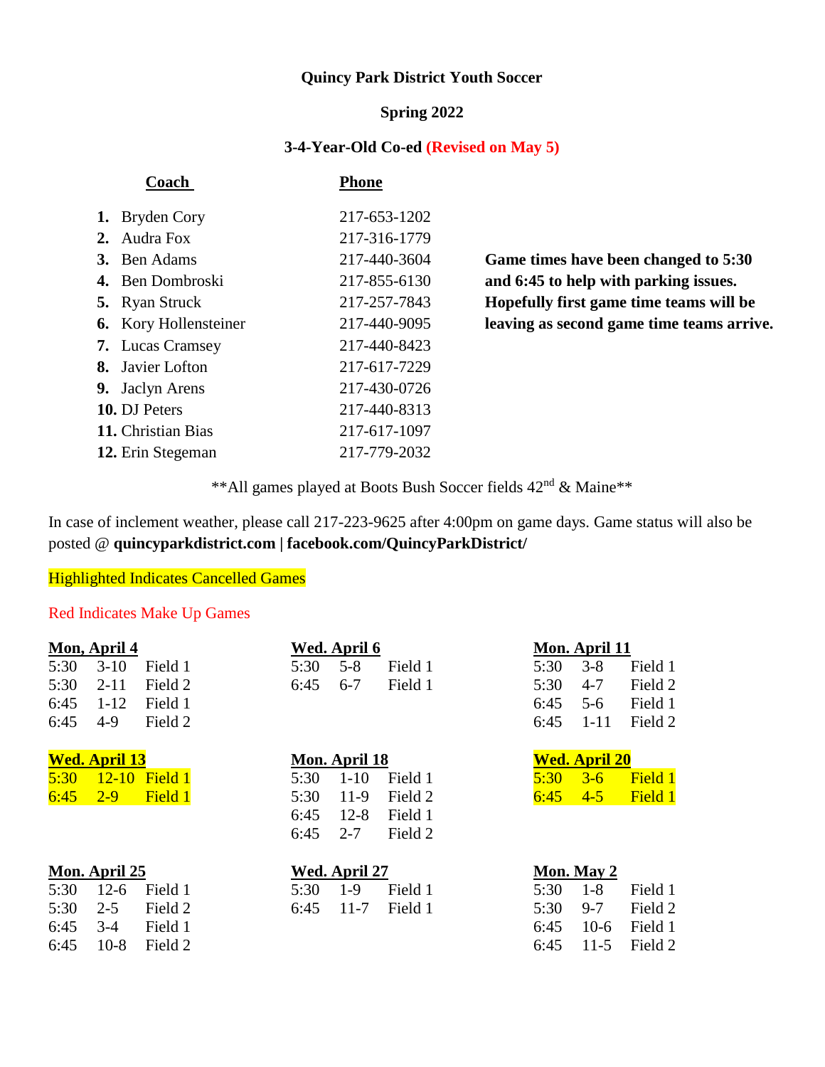**Quincy Park District Youth Soccer**

**Spring 2022**

**3-4-Year-Old Co-ed (Revised on May 5)**

| Coach | Phone |
|---|---|
| 1. Bryden Cory | 217-653-1202 |
| 2. Audra Fox | 217-316-1779 |
| 3. Ben Adams | 217-440-3604 |
| 4. Ben Dombroski | 217-855-6130 |
| 5. Ryan Struck | 217-257-7843 |
| 6. Kory Hollensteiner | 217-440-9095 |
| 7. Lucas Cramsey | 217-440-8423 |
| 8. Javier Lofton | 217-617-7229 |
| 9. Jaclyn Arens | 217-430-0726 |
| 10. DJ Peters | 217-440-8313 |
| 11. Christian Bias | 217-617-1097 |
| 12. Erin Stegeman | 217-779-2032 |

**Game times have been changed to 5:30 and 6:45 to help with parking issues. Hopefully first game time teams will be leaving as second game time teams arrive.**

**All games played at Boots Bush Soccer fields 42nd & Maine**

In case of inclement weather, please call 217-223-9625 after 4:00pm on game days. Game status will also be posted @ **quincyparkdistrict.com | facebook.com/QuincyParkDistrict/**

Highlighted Indicates Cancelled Games

Red Indicates Make Up Games

**Mon, April 4**

| | | |
|---|---|---|
| 5:30 | 3-10 | Field 1 |
| 5:30 | 2-11 | Field 2 |
| 6:45 | 1-12 | Field 1 |
| 6:45 | 4-9 | Field 2 |

**Wed. April 6**

| | | |
|---|---|---|
| 5:30 | 5-8 | Field 1 |
| 6:45 | 6-7 | Field 1 |

**Mon. April 11**

| | | |
|---|---|---|
| 5:30 | 3-8 | Field 1 |
| 5:30 | 4-7 | Field 2 |
| 6:45 | 5-6 | Field 1 |
| 6:45 | 1-11 | Field 2 |

**Wed. April 13** (Cancelled)

| | | |
|---|---|---|
| 5:30 | 12-10 | Field 1 |
| 6:45 | 2-9 | Field 1 |

**Mon. April 18**

| | | |
|---|---|---|
| 5:30 | 1-10 | Field 1 |
| 5:30 | 11-9 | Field 2 |
| 6:45 | 12-8 | Field 1 |
| 6:45 | 2-7 | Field 2 |

**Wed. April 20** (Cancelled)

| | | |
|---|---|---|
| 5:30 | 3-6 | Field 1 |
| 6:45 | 4-5 | Field 1 |

**Mon. April 25**

| | | |
|---|---|---|
| 5:30 | 12-6 | Field 1 |
| 5:30 | 2-5 | Field 2 |
| 6:45 | 3-4 | Field 1 |
| 6:45 | 10-8 | Field 2 |

**Wed. April 27**

| | | |
|---|---|---|
| 5:30 | 1-9 | Field 1 |
| 6:45 | 11-7 | Field 1 |

**Mon. May 2**

| | | |
|---|---|---|
| 5:30 | 1-8 | Field 1 |
| 5:30 | 9-7 | Field 2 |
| 6:45 | 10-6 | Field 1 |
| 6:45 | 11-5 | Field 2 |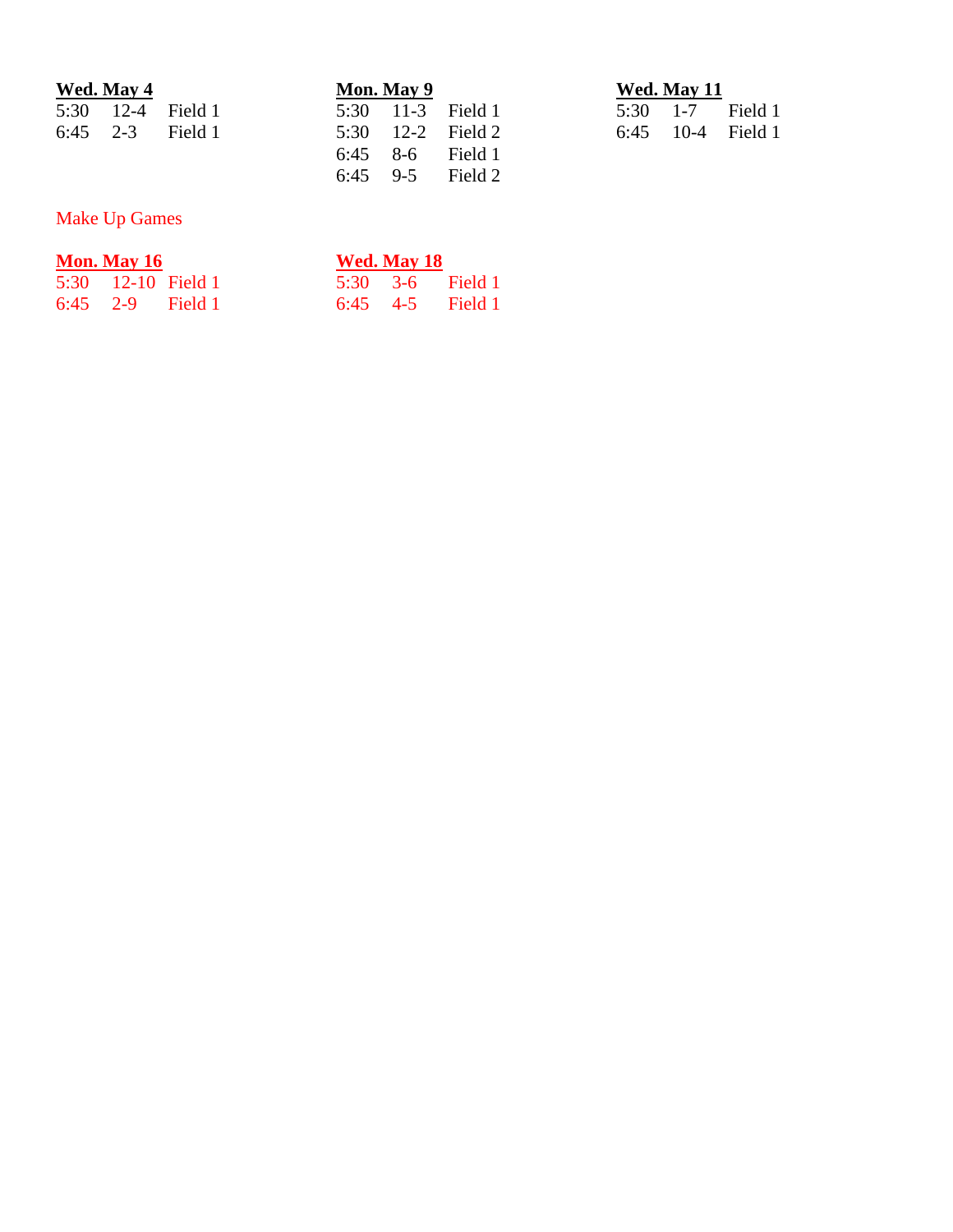**Wed. May 4**

| | | |
|---|---|---|
| 5:30 | 12-4 | Field 1 |
| 6:45 | 2-3 | Field 1 |

**Mon. May 9**

| | | |
|---|---|---|
| 5:30 | 11-3 | Field 1 |
| 5:30 | 12-2 | Field 2 |
| 6:45 | 8-6 | Field 1 |
| 6:45 | 9-5 | Field 2 |

**Wed. May 11**

| | | |
|---|---|---|
| 5:30 | 1-7 | Field 1 |
| 6:45 | 10-4 | Field 1 |

Make Up Games

**Mon. May 16**

| | | |
|---|---|---|
| 5:30 | 12-10 | Field 1 |
| 6:45 | 2-9 | Field 1 |

**Wed. May 18**

| | | |
|---|---|---|
| 5:30 | 3-6 | Field 1 |
| 6:45 | 4-5 | Field 1 |